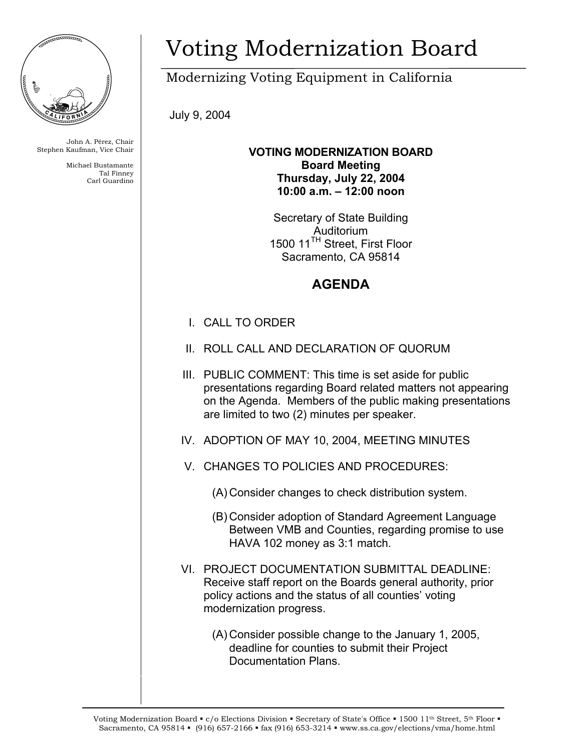# Voting Modernization Board

Modernizing Voting Equipment in California

John A. Pérez, Chair
Stephen Kaufman, Vice Chair

Michael Bustamante
Tal Finney
Carl Guardino

July 9, 2004

**VOTING MODERNIZATION BOARD**
**Board Meeting**
**Thursday, July 22, 2004**
**10:00 a.m. – 12:00 noon**

Secretary of State Building
Auditorium
1500 11TH Street, First Floor
Sacramento, CA 95814

## AGENDA

I. CALL TO ORDER

II. ROLL CALL AND DECLARATION OF QUORUM

III. PUBLIC COMMENT: This time is set aside for public presentations regarding Board related matters not appearing on the Agenda. Members of the public making presentations are limited to two (2) minutes per speaker.

IV. ADOPTION OF MAY 10, 2004, MEETING MINUTES

V. CHANGES TO POLICIES AND PROCEDURES:

   (A) Consider changes to check distribution system.

   (B) Consider adoption of Standard Agreement Language Between VMB and Counties, regarding promise to use HAVA 102 money as 3:1 match.

VI. PROJECT DOCUMENTATION SUBMITTAL DEADLINE: Receive staff report on the Boards general authority, prior policy actions and the status of all counties' voting modernization progress.

   (A) Consider possible change to the January 1, 2005, deadline for counties to submit their Project Documentation Plans.

Voting Modernization Board ▪ c/o Elections Division ▪ Secretary of State's Office ▪ 1500 11th Street, 5th Floor ▪ Sacramento, CA 95814 ▪ (916) 657-2166 ▪ fax (916) 653-3214 ▪ www.ss.ca.gov/elections/vma/home.html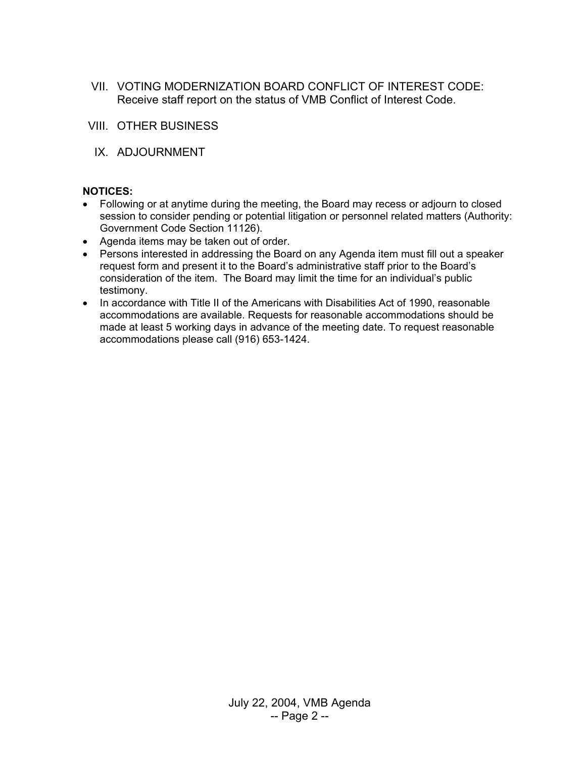VII. VOTING MODERNIZATION BOARD CONFLICT OF INTEREST CODE: Receive staff report on the status of VMB Conflict of Interest Code.

VIII. OTHER BUSINESS

IX. ADJOURNMENT

**NOTICES:**

- Following or at anytime during the meeting, the Board may recess or adjourn to closed session to consider pending or potential litigation or personnel related matters (Authority: Government Code Section 11126).
- Agenda items may be taken out of order.
- Persons interested in addressing the Board on any Agenda item must fill out a speaker request form and present it to the Board's administrative staff prior to the Board's consideration of the item. The Board may limit the time for an individual's public testimony.
- In accordance with Title II of the Americans with Disabilities Act of 1990, reasonable accommodations are available. Requests for reasonable accommodations should be made at least 5 working days in advance of the meeting date. To request reasonable accommodations please call (916) 653-1424.